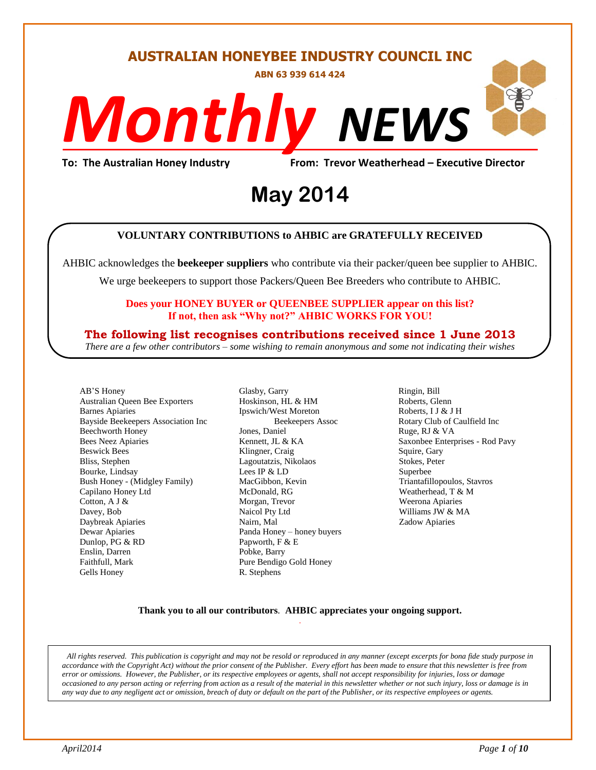# AUSTRALIAN HONEYBEE INDUSTRY COUNCIL INC

**ABN 63 939 614 424**

# *Monthly* NEWS

**To: The Australian Honey Industry** **From: Trevor Weatherhead – Executive Director**

# May 2014

**VOLUNTARY CONTRIBUTIONS to AHBIC are GRATEFULLY RECEIVED**

AHBIC acknowledges the **beekeeper suppliers** who contribute via their packer/queen bee supplier to AHBIC.

We urge beekeepers to support those Packers/Queen Bee Breeders who contribute to AHBIC.

**Does your HONEY BUYER or QUEENBEE SUPPLIER appear on this list?**
**If not, then ask "Why not?" AHBIC WORKS FOR YOU!**

**The following list recognises contributions received since 1 June 2013**

*There are a few other contributors – some wishing to remain anonymous and some not indicating their wishes*

AB'S Honey
Australian Queen Bee Exporters
Barnes Apiaries
Bayside Beekeepers Association Inc
Beechworth Honey
Bees Neez Apiaries
Beswick Bees
Bliss, Stephen
Bourke, Lindsay
Bush Honey - (Midgley Family)
Capilano Honey Ltd
Cotton, A J &
Davey, Bob
Daybreak Apiaries
Dewar Apiaries
Dunlop, PG & RD
Enslin, Darren
Faithfull, Mark
Gells Honey
Glasby, Garry
Hoskinson, HL & HM
Ipswich/West Moreton Beekeepers Assoc
Jones, Daniel
Kennett, JL & KA
Klingner, Craig
Lagoutatzis, Nikolaos
Lees IP & LD
MacGibbon, Kevin
McDonald, RG
Morgan, Trevor
Naicol Pty Ltd
Nairn, Mal
Panda Honey – honey buyers
Papworth, F & E
Pobke, Barry
Pure Bendigo Gold Honey
R. Stephens
Ringin, Bill
Roberts, Glenn
Roberts, I J & J H
Rotary Club of Caulfield Inc
Ruge, RJ & VA
Saxonbee Enterprises - Rod Pavy
Squire, Gary
Stokes, Peter
Superbee
Triantafillopoulos, Stavros
Weatherhead, T & M
Weerona Apiaries
Williams JW & MA
Zadow Apiaries

**Thank you to all our contributors**. **AHBIC appreciates your ongoing support.**

*All rights reserved. This publication is copyright and may not be resold or reproduced in any manner (except excerpts for bona fide study purpose in accordance with the Copyright Act) without the prior consent of the Publisher. Every effort has been made to ensure that this newsletter is free from error or omissions. However, the Publisher, or its respective employees or agents, shall not accept responsibility for injuries, loss or damage occasioned to any person acting or referring from action as a result of the material in this newsletter whether or not such injury, loss or damage is in any way due to any negligent act or omission, breach of duty or default on the part of the Publisher, or its respective employees or agents.*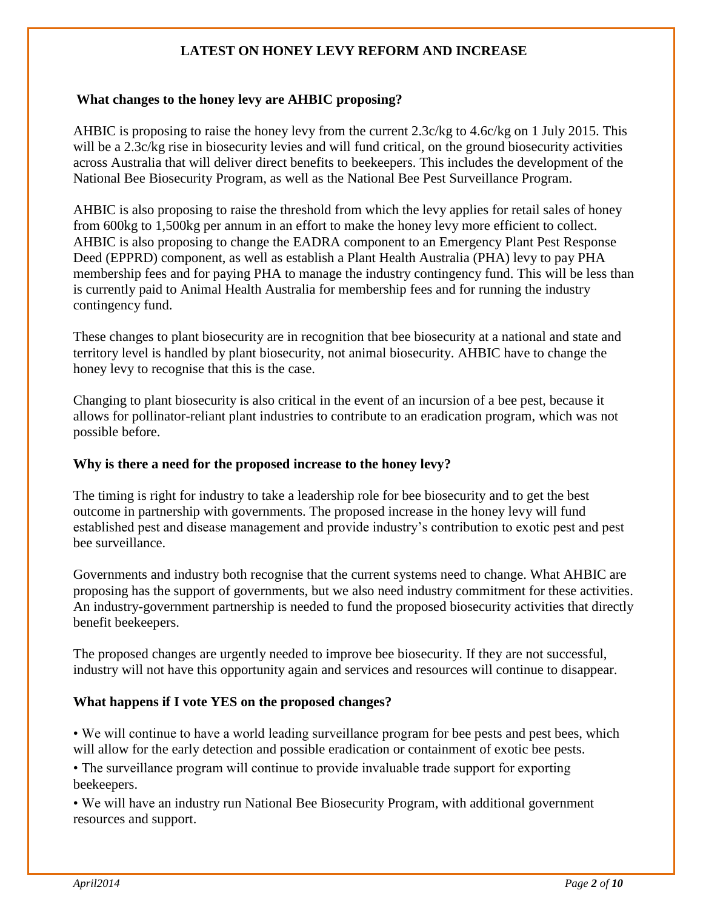## LATEST ON HONEY LEVY REFORM AND INCREASE

### What changes to the honey levy are AHBIC proposing?

AHBIC is proposing to raise the honey levy from the current 2.3c/kg to 4.6c/kg on 1 July 2015. This will be a 2.3c/kg rise in biosecurity levies and will fund critical, on the ground biosecurity activities across Australia that will deliver direct benefits to beekeepers. This includes the development of the National Bee Biosecurity Program, as well as the National Bee Pest Surveillance Program.

AHBIC is also proposing to raise the threshold from which the levy applies for retail sales of honey from 600kg to 1,500kg per annum in an effort to make the honey levy more efficient to collect. AHBIC is also proposing to change the EADRA component to an Emergency Plant Pest Response Deed (EPPRD) component, as well as establish a Plant Health Australia (PHA) levy to pay PHA membership fees and for paying PHA to manage the industry contingency fund. This will be less than is currently paid to Animal Health Australia for membership fees and for running the industry contingency fund.

These changes to plant biosecurity are in recognition that bee biosecurity at a national and state and territory level is handled by plant biosecurity, not animal biosecurity. AHBIC have to change the honey levy to recognise that this is the case.

Changing to plant biosecurity is also critical in the event of an incursion of a bee pest, because it allows for pollinator-reliant plant industries to contribute to an eradication program, which was not possible before.

### Why is there a need for the proposed increase to the honey levy?

The timing is right for industry to take a leadership role for bee biosecurity and to get the best outcome in partnership with governments. The proposed increase in the honey levy will fund established pest and disease management and provide industry's contribution to exotic pest and pest bee surveillance.

Governments and industry both recognise that the current systems need to change. What AHBIC are proposing has the support of governments, but we also need industry commitment for these activities. An industry-government partnership is needed to fund the proposed biosecurity activities that directly benefit beekeepers.

The proposed changes are urgently needed to improve bee biosecurity. If they are not successful, industry will not have this opportunity again and services and resources will continue to disappear.

### What happens if I vote YES on the proposed changes?

- We will continue to have a world leading surveillance program for bee pests and pest bees, which will allow for the early detection and possible eradication or containment of exotic bee pests.
- The surveillance program will continue to provide invaluable trade support for exporting beekeepers.
- We will have an industry run National Bee Biosecurity Program, with additional government resources and support.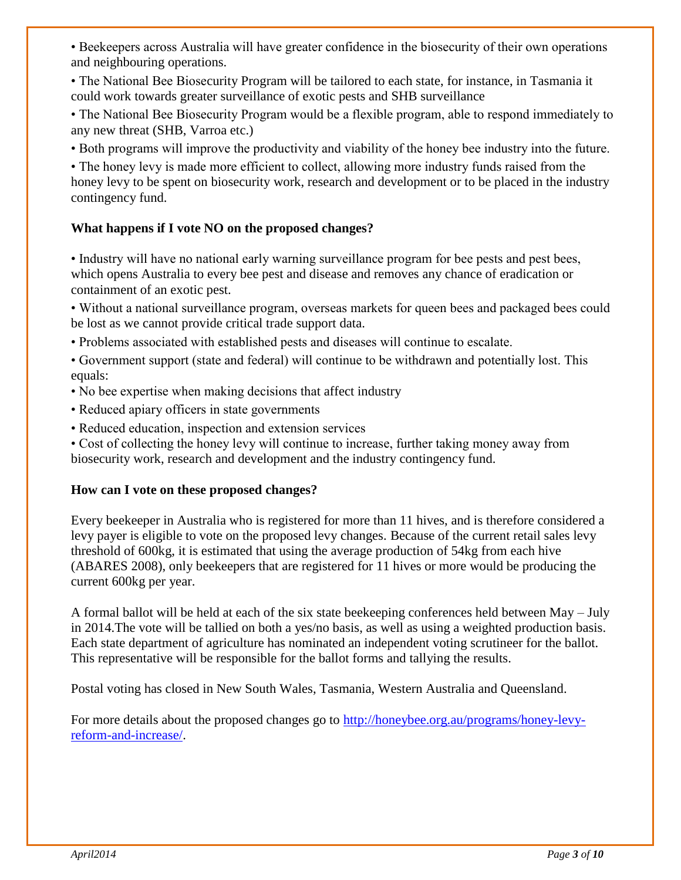- Beekeepers across Australia will have greater confidence in the biosecurity of their own operations and neighbouring operations.
- The National Bee Biosecurity Program will be tailored to each state, for instance, in Tasmania it could work towards greater surveillance of exotic pests and SHB surveillance
- The National Bee Biosecurity Program would be a flexible program, able to respond immediately to any new threat (SHB, Varroa etc.)
- Both programs will improve the productivity and viability of the honey bee industry into the future.
- The honey levy is made more efficient to collect, allowing more industry funds raised from the honey levy to be spent on biosecurity work, research and development or to be placed in the industry contingency fund.

**What happens if I vote NO on the proposed changes?**

- Industry will have no national early warning surveillance program for bee pests and pest bees, which opens Australia to every bee pest and disease and removes any chance of eradication or containment of an exotic pest.
- Without a national surveillance program, overseas markets for queen bees and packaged bees could be lost as we cannot provide critical trade support data.
- Problems associated with established pests and diseases will continue to escalate.
- Government support (state and federal) will continue to be withdrawn and potentially lost. This equals:
- No bee expertise when making decisions that affect industry
- Reduced apiary officers in state governments
- Reduced education, inspection and extension services
- Cost of collecting the honey levy will continue to increase, further taking money away from biosecurity work, research and development and the industry contingency fund.

**How can I vote on these proposed changes?**

Every beekeeper in Australia who is registered for more than 11 hives, and is therefore considered a levy payer is eligible to vote on the proposed levy changes. Because of the current retail sales levy threshold of 600kg, it is estimated that using the average production of 54kg from each hive (ABARES 2008), only beekeepers that are registered for 11 hives or more would be producing the current 600kg per year.

A formal ballot will be held at each of the six state beekeeping conferences held between May – July in 2014.The vote will be tallied on both a yes/no basis, as well as using a weighted production basis. Each state department of agriculture has nominated an independent voting scrutineer for the ballot. This representative will be responsible for the ballot forms and tallying the results.

Postal voting has closed in New South Wales, Tasmania, Western Australia and Queensland.

For more details about the proposed changes go to [http://honeybee.org.au/programs/honey-levy-reform-and-increase/](http://honeybee.org.au/programs/honey-levy-reform-and-increase/).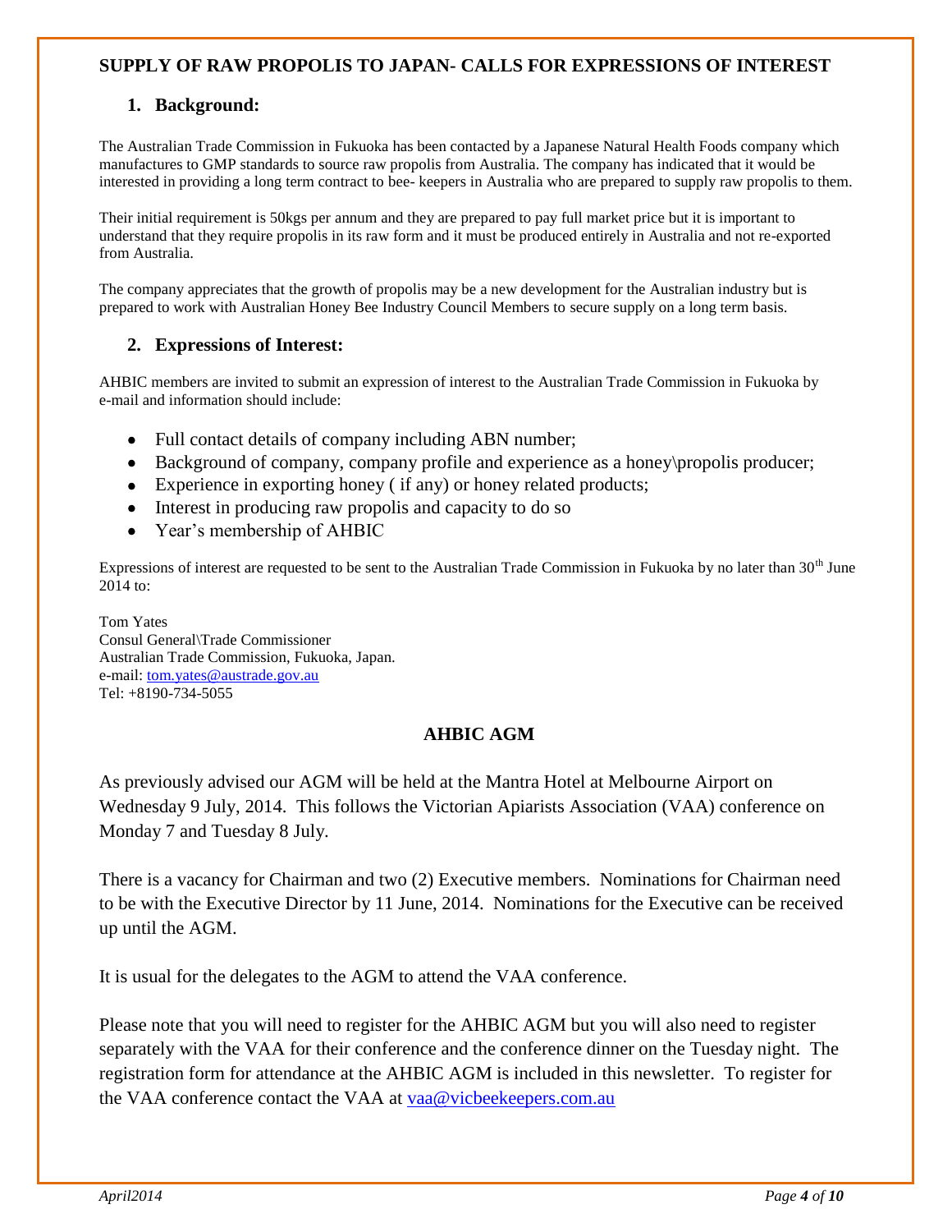## SUPPLY OF RAW PROPOLIS TO JAPAN- CALLS FOR EXPRESSIONS OF INTEREST

### 1. Background:

The Australian Trade Commission in Fukuoka has been contacted by a Japanese Natural Health Foods company which manufactures to GMP standards to source raw propolis from Australia. The company has indicated that it would be interested in providing a long term contract to bee- keepers in Australia who are prepared to supply raw propolis to them.

Their initial requirement is 50kgs per annum and they are prepared to pay full market price but it is important to understand that they require propolis in its raw form and it must be produced entirely in Australia and not re-exported from Australia.

The company appreciates that the growth of propolis may be a new development for the Australian industry but is prepared to work with Australian Honey Bee Industry Council Members to secure supply on a long term basis.

### 2. Expressions of Interest:

AHBIC members are invited to submit an expression of interest to the Australian Trade Commission in Fukuoka by e-mail and information should include:

- Full contact details of company including ABN number;
- Background of company, company profile and experience as a honey\propolis producer;
- Experience in exporting honey ( if any) or honey related products;
- Interest in producing raw propolis and capacity to do so
- Year's membership of AHBIC

Expressions of interest are requested to be sent to the Australian Trade Commission in Fukuoka by no later than 30th June 2014 to:

Tom Yates
Consul General\Trade Commissioner
Australian Trade Commission, Fukuoka, Japan.
e-mail: tom.yates@austrade.gov.au
Tel: +8190-734-5055

## AHBIC AGM

As previously advised our AGM will be held at the Mantra Hotel at Melbourne Airport on Wednesday 9 July, 2014. This follows the Victorian Apiarists Association (VAA) conference on Monday 7 and Tuesday 8 July.

There is a vacancy for Chairman and two (2) Executive members. Nominations for Chairman need to be with the Executive Director by 11 June, 2014. Nominations for the Executive can be received up until the AGM.

It is usual for the delegates to the AGM to attend the VAA conference.

Please note that you will need to register for the AHBIC AGM but you will also need to register separately with the VAA for their conference and the conference dinner on the Tuesday night. The registration form for attendance at the AHBIC AGM is included in this newsletter. To register for the VAA conference contact the VAA at vaa@vicbeekeepers.com.au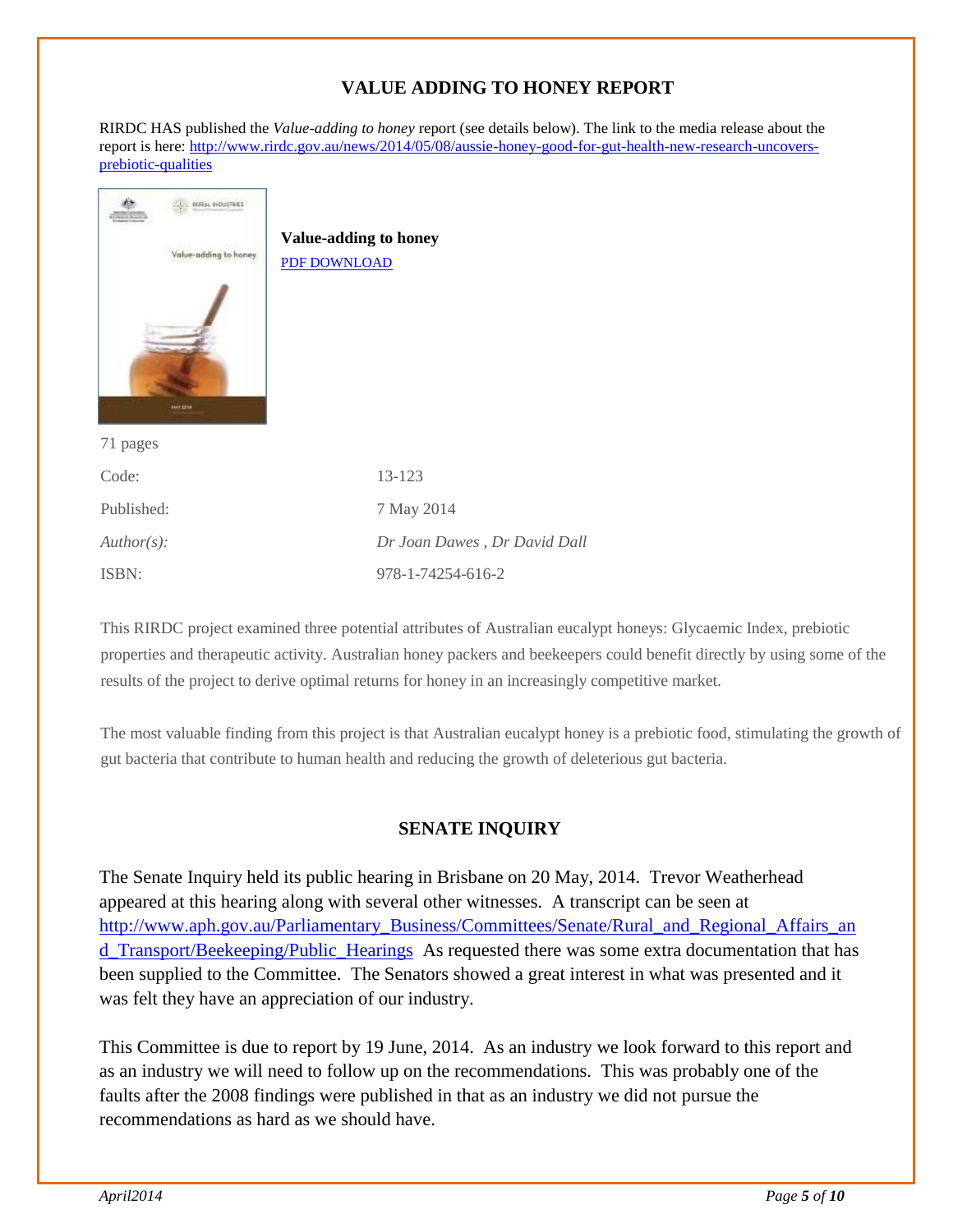## VALUE ADDING TO HONEY REPORT

RIRDC HAS published the *Value-adding to honey* report (see details below). The link to the media release about the report is here: http://www.rirdc.gov.au/news/2014/05/08/aussie-honey-good-for-gut-health-new-research-uncovers-prebiotic-qualities

**Value-adding to honey**
PDF DOWNLOAD

71 pages

| | |
|---|---|
| Code: | 13-123 |
| Published: | 7 May 2014 |
| *Author(s):* | *Dr Joan Dawes , Dr David Dall* |
| ISBN: | 978-1-74254-616-2 |

This RIRDC project examined three potential attributes of Australian eucalypt honeys: Glycaemic Index, prebiotic properties and therapeutic activity. Australian honey packers and beekeepers could benefit directly by using some of the results of the project to derive optimal returns for honey in an increasingly competitive market.

The most valuable finding from this project is that Australian eucalypt honey is a prebiotic food, stimulating the growth of gut bacteria that contribute to human health and reducing the growth of deleterious gut bacteria.

## SENATE INQUIRY

The Senate Inquiry held its public hearing in Brisbane on 20 May, 2014. Trevor Weatherhead appeared at this hearing along with several other witnesses. A transcript can be seen at http://www.aph.gov.au/Parliamentary_Business/Committees/Senate/Rural_and_Regional_Affairs_and_Transport/Beekeeping/Public_Hearings As requested there was some extra documentation that has been supplied to the Committee. The Senators showed a great interest in what was presented and it was felt they have an appreciation of our industry.

This Committee is due to report by 19 June, 2014. As an industry we look forward to this report and as an industry we will need to follow up on the recommendations. This was probably one of the faults after the 2008 findings were published in that as an industry we did not pursue the recommendations as hard as we should have.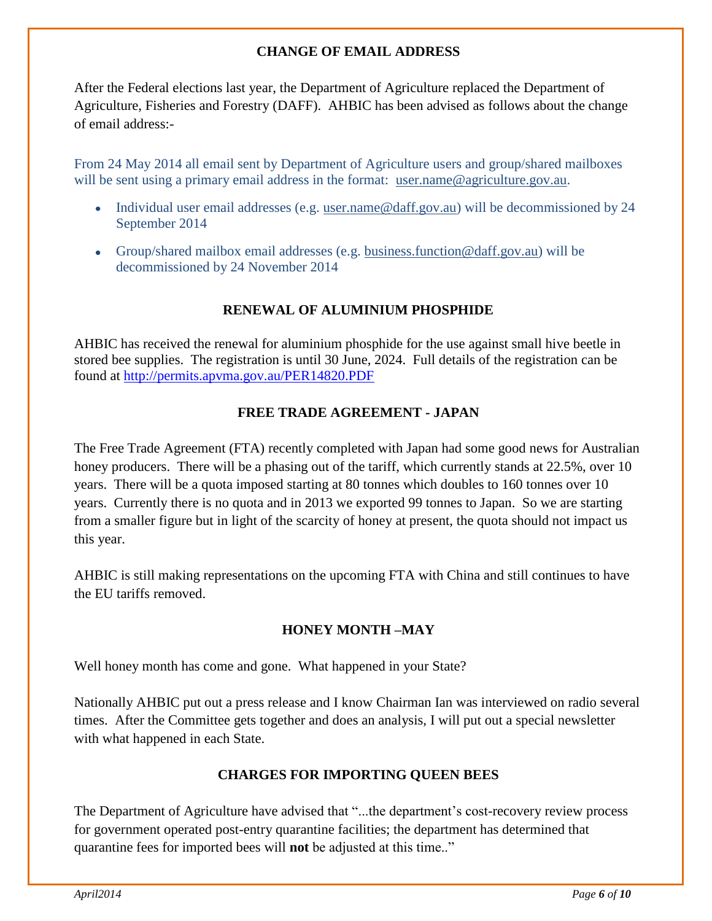## CHANGE OF EMAIL ADDRESS

After the Federal elections last year, the Department of Agriculture replaced the Department of Agriculture, Fisheries and Forestry (DAFF). AHBIC has been advised as follows about the change of email address:-

From 24 May 2014 all email sent by Department of Agriculture users and group/shared mailboxes will be sent using a primary email address in the format: user.name@agriculture.gov.au.

- Individual user email addresses (e.g. user.name@daff.gov.au) will be decommissioned by 24 September 2014
- Group/shared mailbox email addresses (e.g. business.function@daff.gov.au) will be decommissioned by 24 November 2014

## RENEWAL OF ALUMINIUM PHOSPHIDE

AHBIC has received the renewal for aluminium phosphide for the use against small hive beetle in stored bee supplies. The registration is until 30 June, 2024. Full details of the registration can be found at http://permits.apvma.gov.au/PER14820.PDF

## FREE TRADE AGREEMENT - JAPAN

The Free Trade Agreement (FTA) recently completed with Japan had some good news for Australian honey producers. There will be a phasing out of the tariff, which currently stands at 22.5%, over 10 years. There will be a quota imposed starting at 80 tonnes which doubles to 160 tonnes over 10 years. Currently there is no quota and in 2013 we exported 99 tonnes to Japan. So we are starting from a smaller figure but in light of the scarcity of honey at present, the quota should not impact us this year.

AHBIC is still making representations on the upcoming FTA with China and still continues to have the EU tariffs removed.

## HONEY MONTH –MAY

Well honey month has come and gone. What happened in your State?

Nationally AHBIC put out a press release and I know Chairman Ian was interviewed on radio several times. After the Committee gets together and does an analysis, I will put out a special newsletter with what happened in each State.

## CHARGES FOR IMPORTING QUEEN BEES

The Department of Agriculture have advised that "...the department's cost-recovery review process for government operated post-entry quarantine facilities; the department has determined that quarantine fees for imported bees will **not** be adjusted at this time.."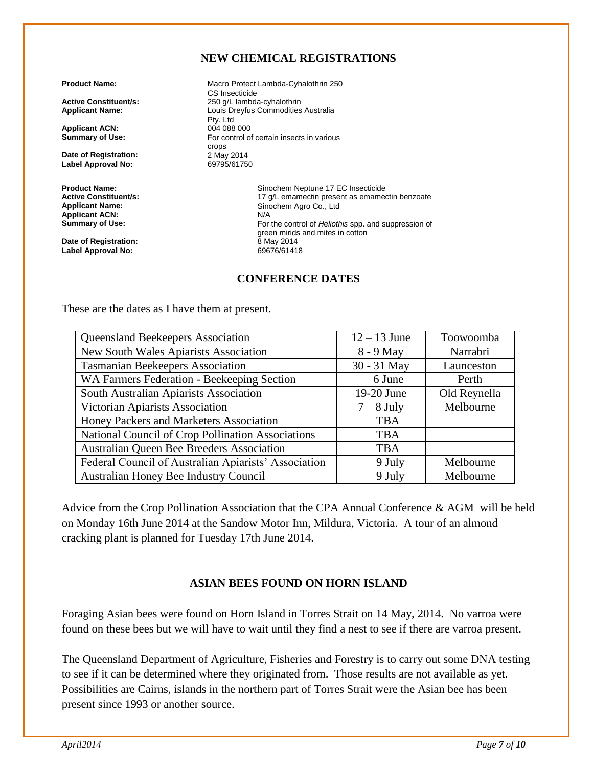## NEW CHEMICAL REGISTRATIONS

**Product Name:** Macro Protect Lambda-Cyhalothrin 250 CS Insecticide
**Active Constituent/s:** 250 g/L lambda-cyhalothrin
**Applicant Name:** Louis Dreyfus Commodities Australia Pty. Ltd
**Applicant ACN:** 004 088 000
**Summary of Use:** For control of certain insects in various crops
**Date of Registration:** 2 May 2014
**Label Approval No:** 69795/61750

**Product Name:** Sinochem Neptune 17 EC Insecticide
**Active Constituent/s:** 17 g/L emamectin present as emamectin benzoate
**Applicant Name:** Sinochem Agro Co., Ltd
**Applicant ACN:** N/A
**Summary of Use:** For the control of *Heliothis* spp. and suppression of green mirids and mites in cotton
**Date of Registration:** 8 May 2014
**Label Approval No:** 69676/61418

## CONFERENCE DATES

These are the dates as I have them at present.

| | | |
|---|---|---|
| Queensland Beekeepers Association | 12 – 13 June | Toowoomba |
| New South Wales Apiarists Association | 8 - 9 May | Narrabri |
| Tasmanian Beekeepers Association | 30 - 31 May | Launceston |
| WA Farmers Federation - Beekeeping Section | 6 June | Perth |
| South Australian Apiarists Association | 19-20 June | Old Reynella |
| Victorian Apiarists Association | 7 – 8 July | Melbourne |
| Honey Packers and Marketers Association | TBA | |
| National Council of Crop Pollination Associations | TBA | |
| Australian Queen Bee Breeders Association | TBA | |
| Federal Council of Australian Apiarists' Association | 9 July | Melbourne |
| Australian Honey Bee Industry Council | 9 July | Melbourne |

Advice from the Crop Pollination Association that the CPA Annual Conference & AGM will be held on Monday 16th June 2014 at the Sandow Motor Inn, Mildura, Victoria. A tour of an almond cracking plant is planned for Tuesday 17th June 2014.

## ASIAN BEES FOUND ON HORN ISLAND

Foraging Asian bees were found on Horn Island in Torres Strait on 14 May, 2014. No varroa were found on these bees but we will have to wait until they find a nest to see if there are varroa present.

The Queensland Department of Agriculture, Fisheries and Forestry is to carry out some DNA testing to see if it can be determined where they originated from. Those results are not available as yet. Possibilities are Cairns, islands in the northern part of Torres Strait were the Asian bee has been present since 1993 or another source.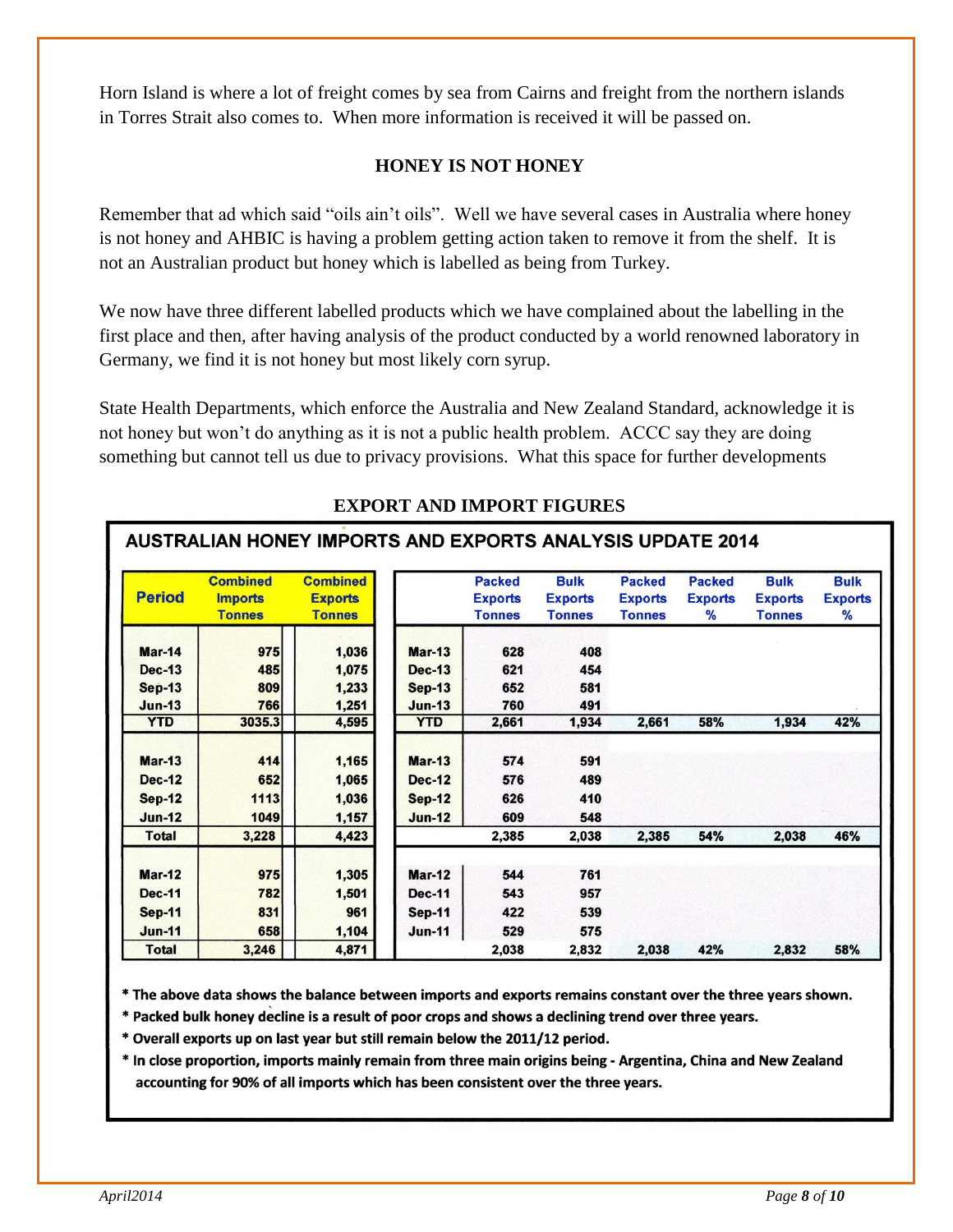Horn Island is where a lot of freight comes by sea from Cairns and freight from the northern islands in Torres Strait also comes to. When more information is received it will be passed on.

## HONEY IS NOT HONEY

Remember that ad which said "oils ain't oils". Well we have several cases in Australia where honey is not honey and AHBIC is having a problem getting action taken to remove it from the shelf. It is not an Australian product but honey which is labelled as being from Turkey.

We now have three different labelled products which we have complained about the labelling in the first place and then, after having analysis of the product conducted by a world renowned laboratory in Germany, we find it is not honey but most likely corn syrup.

State Health Departments, which enforce the Australia and New Zealand Standard, acknowledge it is not honey but won't do anything as it is not a public health problem. ACCC say they are doing something but cannot tell us due to privacy provisions. What this space for further developments

## EXPORT AND IMPORT FIGURES

### AUSTRALIAN HONEY IMPORTS AND EXPORTS ANALYSIS UPDATE 2014

| Period | Combined Imports Tonnes | Combined Exports Tonnes | | Packed Exports Tonnes | Bulk Exports Tonnes | Packed Exports Tonnes | Packed Exports % | Bulk Exports Tonnes | Bulk Exports % |
|---|---|---|---|---|---|---|---|---|---|
| Mar-14 | 975 | 1,036 | Mar-13 | 628 | 408 | | | | |
| Dec-13 | 485 | 1,075 | Dec-13 | 621 | 454 | | | | |
| Sep-13 | 809 | 1,233 | Sep-13 | 652 | 581 | | | | |
| Jun-13 | 766 | 1,251 | Jun-13 | 760 | 491 | | | | |
| **YTD** | **3035.3** | **4,595** | **YTD** | **2,661** | **1,934** | **2,661** | **58%** | **1,934** | **42%** |
| Mar-13 | 414 | 1,165 | Mar-13 | 574 | 591 | | | | |
| Dec-12 | 652 | 1,065 | Dec-12 | 576 | 489 | | | | |
| Sep-12 | 1113 | 1,036 | Sep-12 | 626 | 410 | | | | |
| Jun-12 | 1049 | 1,157 | Jun-12 | 609 | 548 | | | | |
| **Total** | **3,228** | **4,423** | | **2,385** | **2,038** | **2,385** | **54%** | **2,038** | **46%** |
| Mar-12 | 975 | 1,305 | Mar-12 | 544 | 761 | | | | |
| Dec-11 | 782 | 1,501 | Dec-11 | 543 | 957 | | | | |
| Sep-11 | 831 | 961 | Sep-11 | 422 | 539 | | | | |
| Jun-11 | 658 | 1,104 | Jun-11 | 529 | 575 | | | | |
| **Total** | **3,246** | **4,871** | | **2,038** | **2,832** | **2,038** | **42%** | **2,832** | **58%** |

- **The above data shows the balance between imports and exports remains constant over the three years shown.**
- **Packed bulk honey decline is a result of poor crops and shows a declining trend over three years.**
- **Overall exports up on last year but still remain below the 2011/12 period.**
- **In close proportion, imports mainly remain from three main origins being - Argentina, China and New Zealand accounting for 90% of all imports which has been consistent over the three years.**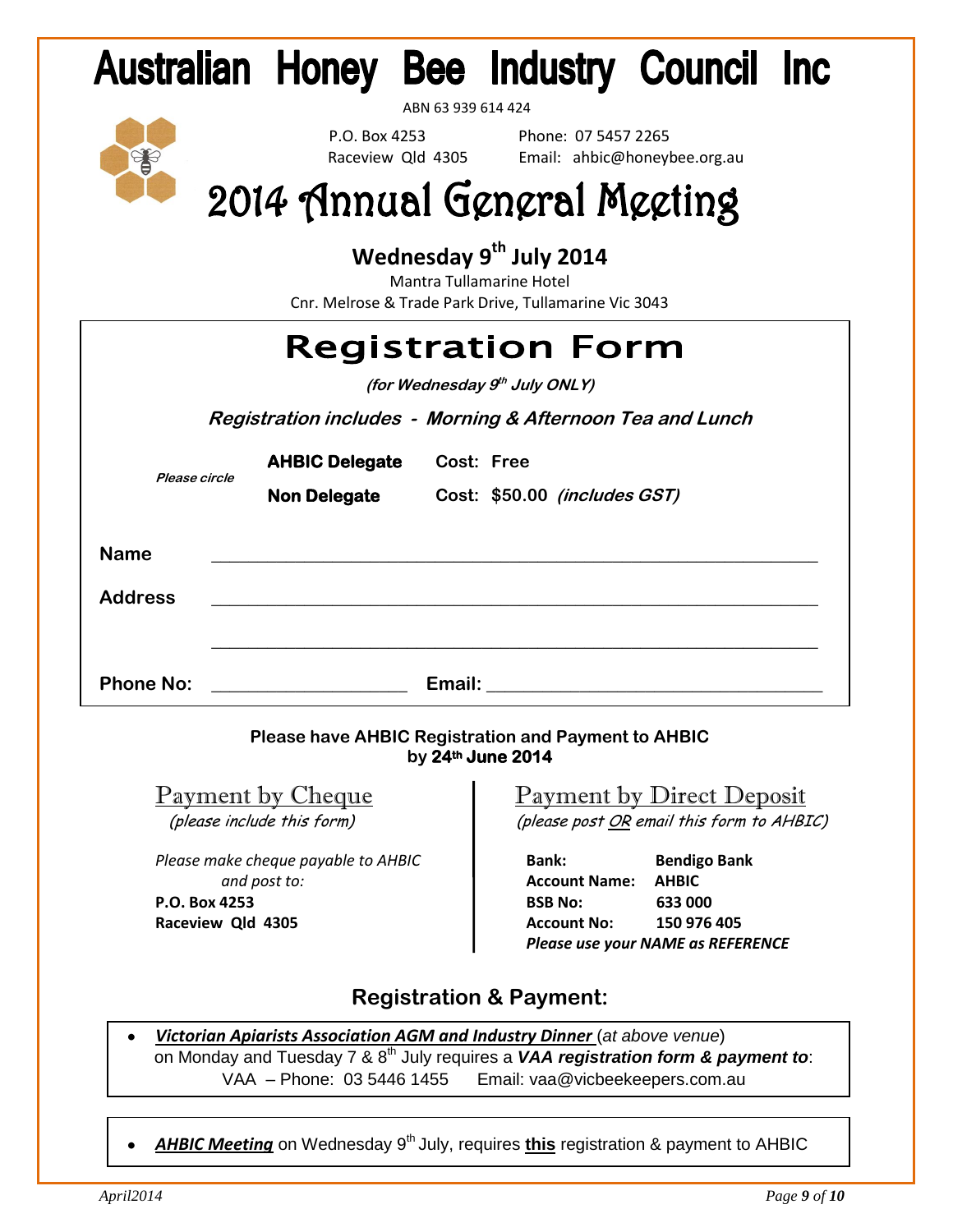# Australian Honey Bee Industry Council Inc

ABN 63 939 614 424

P.O. Box 4253
Raceview Qld 4305

Phone: 07 5457 2265
Email: ahbic@honeybee.org.au

# 2014 Annual General Meeting

**Wednesday 9th July 2014**

Mantra Tullamarine Hotel
Cnr. Melrose & Trade Park Drive, Tullamarine Vic 3043

## Registration Form

***(for Wednesday 9th July ONLY)***

***Registration includes - Morning & Afternoon Tea and Lunch***

| *Please circle* | **AHBIC Delegate** | **Cost: Free** |
|---|---|---|
| | **Non Delegate** | **Cost: $50.00** ***(includes GST)*** |

**Name** ______________________________________________

**Address** ______________________________________________

______________________________________________

**Phone No:** ____________________ **Email:** ______________________________

**Please have AHBIC Registration and Payment to AHBIC by 24th June 2014**

### Payment by Cheque

*(please include this form)*

*Please make cheque payable to AHBIC and post to:*
**P.O. Box 4253**
**Raceview Qld 4305**

### Payment by Direct Deposit

*(please post OR email this form to AHBIC)*

**Bank:** **Bendigo Bank**
**Account Name:** **AHBIC**
**BSB No:** **633 000**
**Account No:** **150 976 405**
***Please use your NAME as REFERENCE***

### Registration & Payment:

- ***Victorian Apiarists Association AGM and Industry Dinner*** (*at above venue*) on Monday and Tuesday 7 & 8th July requires a ***VAA registration form & payment to***:
  VAA – Phone: 03 5446 1455 Email: vaa@vicbeekeepers.com.au

- ***AHBIC Meeting*** on Wednesday 9th July, requires **this** registration & payment to AHBIC

*April2014*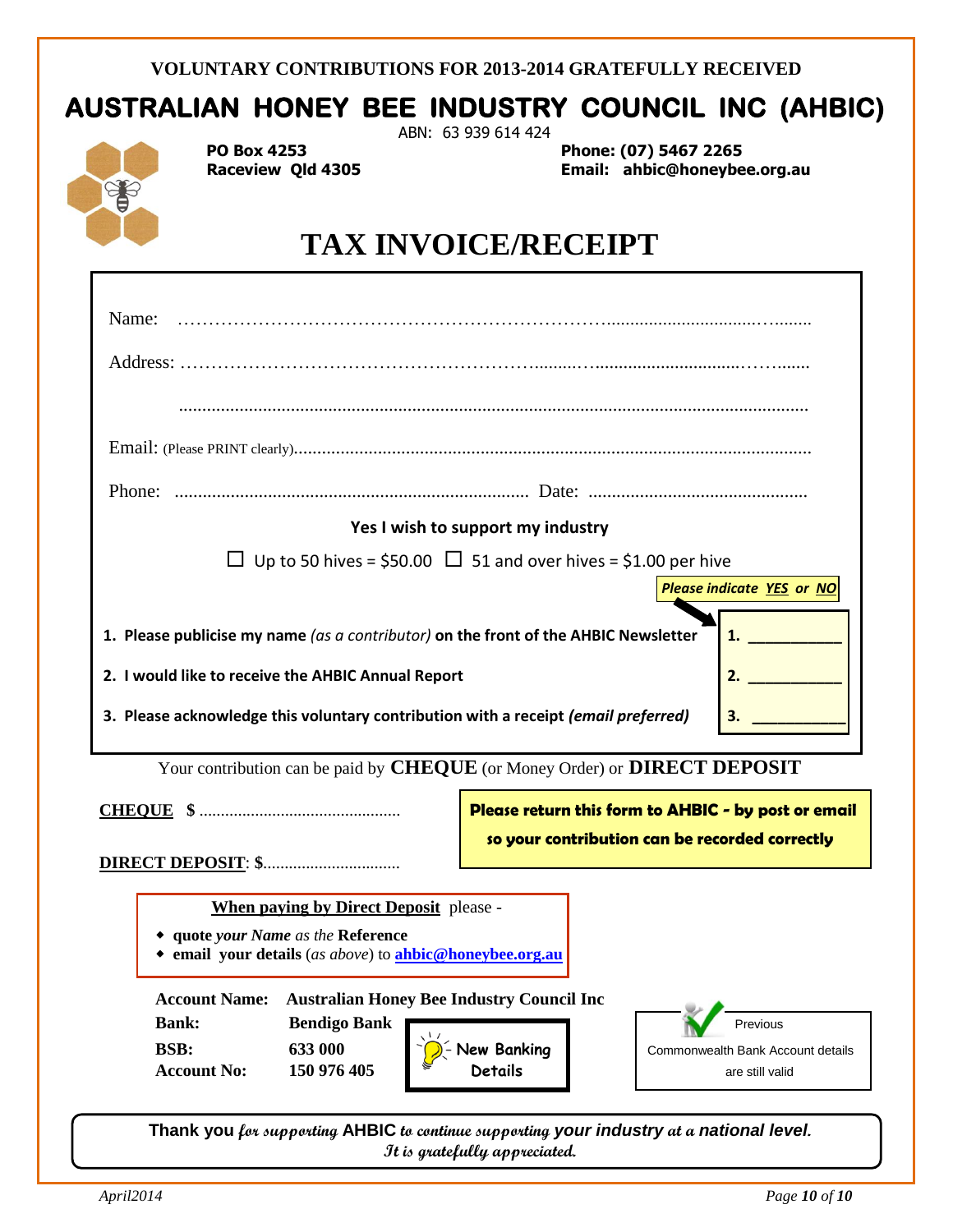VOLUNTARY CONTRIBUTIONS FOR 2013-2014 GRATEFULLY RECEIVED

# AUSTRALIAN HONEY BEE INDUSTRY COUNCIL INC (AHBIC)

ABN: 63 939 614 424

**PO Box 4253**
**Raceview Qld 4305**

**Phone: (07) 5467 2265**
**Email: ahbic@honeybee.org.au**

# TAX INVOICE/RECEIPT

Name: ..........................................................................................................

Address: ......................................................................................................

..................................................................................................................

Email: (Please PRINT clearly).......................................................................

Phone: .................................................... Date: ............................................

**Yes I wish to support my industry**

☐ Up to 50 hives = $50.00 ☐ 51 and over hives = $1.00 per hive

***Please indicate YES or NO***

| | |
|---|---|
| 1. **Please publicise my name** *(as a contributor)* **on the front of the AHBIC Newsletter** | **1.** ________ |
| 2. **I would like to receive the AHBIC Annual Report** | **2.** ________ |
| 3. **Please acknowledge this voluntary contribution with a receipt** ***(email preferred)*** | **3.** ________ |

Your contribution can be paid by **CHEQUE** (or Money Order) or **DIRECT DEPOSIT**

**CHEQUE $** ..............................................

**DIRECT DEPOSIT: $**...............................

**Please return this form to AHBIC - by post or email so your contribution can be recorded correctly**

**When paying by Direct Deposit** please -

- **quote** ***your Name*** *as the* **Reference**
- **email your details** (*as above*) to **ahbic@honeybee.org.au**

| | |
|---|---|
| **Account Name:** | **Australian Honey Bee Industry Council Inc** |
| **Bank:** | **Bendigo Bank** |
| **BSB:** | **633 000** |
| **Account No:** | **150 976 405** |

New Banking Details

Previous Commonwealth Bank Account details are still valid

**Thank you** *for supporting* **AHBIC** *to continue supporting* ***your industry*** *at a* ***national level.*** *It is gratefully appreciated.*

*April2014*